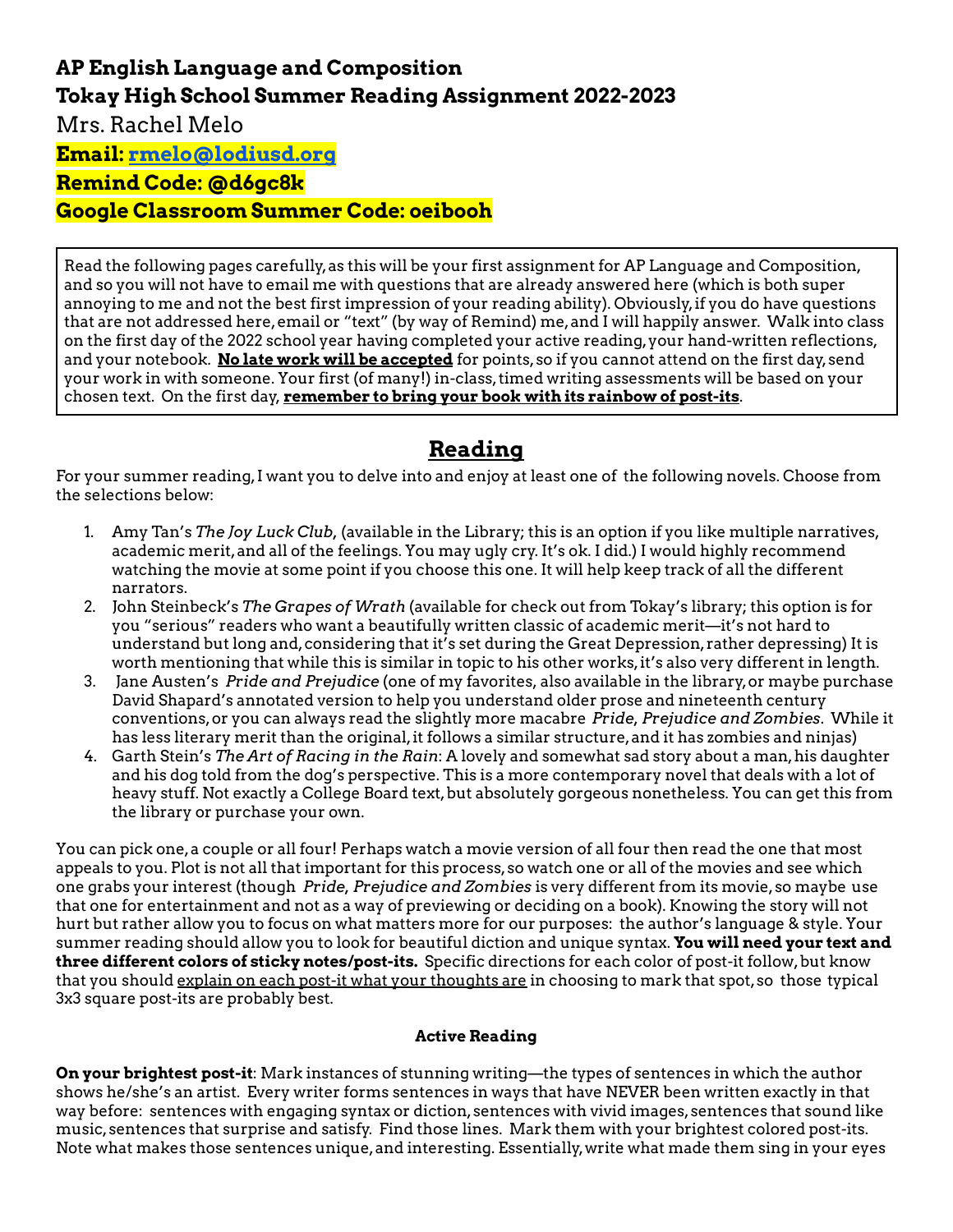**AP English Language and Composition**
**Tokay High School Summer Reading Assignment 2022-2023**
Mrs. Rachel Melo
**Email: rmelo@lodiusd.org**
**Remind Code: @d6gc8k**
**Google Classroom Summer Code: oeibooh**

Read the following pages carefully, as this will be your first assignment for AP Language and Composition, and so you will not have to email me with questions that are already answered here (which is both super annoying to me and not the best first impression of your reading ability). Obviously, if you do have questions that are not addressed here, email or "text" (by way of Remind) me, and I will happily answer. Walk into class on the first day of the 2022 school year having completed your active reading, your hand-written reflections, and your notebook. **No late work will be accepted** for points, so if you cannot attend on the first day, send your work in with someone. Your first (of many!) in-class, timed writing assessments will be based on your chosen text. On the first day, **remember to bring your book with its rainbow of post-its**.

## Reading

For your summer reading, I want you to delve into and enjoy at least one of the following novels. Choose from the selections below:

1. Amy Tan's *The Joy Luck Club*, (available in the Library; this is an option if you like multiple narratives, academic merit, and all of the feelings. You may ugly cry. It's ok. I did.) I would highly recommend watching the movie at some point if you choose this one. It will help keep track of all the different narrators.
2. John Steinbeck's *The Grapes of Wrath* (available for check out from Tokay's library; this option is for you "serious" readers who want a beautifully written classic of academic merit—it's not hard to understand but long and, considering that it's set during the Great Depression, rather depressing) It is worth mentioning that while this is similar in topic to his other works, it's also very different in length.
3. Jane Austen's *Pride and Prejudice* (one of my favorites, also available in the library, or maybe purchase David Shapard's annotated version to help you understand older prose and nineteenth century conventions, or you can always read the slightly more macabre *Pride, Prejudice and Zombies*. While it has less literary merit than the original, it follows a similar structure, and it has zombies and ninjas)
4. Garth Stein's *The Art of Racing in the Rain*: A lovely and somewhat sad story about a man, his daughter and his dog told from the dog's perspective. This is a more contemporary novel that deals with a lot of heavy stuff. Not exactly a College Board text, but absolutely gorgeous nonetheless. You can get this from the library or purchase your own.

You can pick one, a couple or all four! Perhaps watch a movie version of all four then read the one that most appeals to you. Plot is not all that important for this process, so watch one or all of the movies and see which one grabs your interest (though *Pride, Prejudice and Zombies* is very different from its movie, so maybe use that one for entertainment and not as a way of previewing or deciding on a book). Knowing the story will not hurt but rather allow you to focus on what matters more for our purposes: the author's language & style. Your summer reading should allow you to look for beautiful diction and unique syntax. **You will need your text and three different colors of sticky notes/post-its.** Specific directions for each color of post-it follow, but know that you should explain on each post-it what your thoughts are in choosing to mark that spot, so those typical 3x3 square post-its are probably best.

### Active Reading

**On your brightest post-it**: Mark instances of stunning writing—the types of sentences in which the author shows he/she's an artist. Every writer forms sentences in ways that have NEVER been written exactly in that way before: sentences with engaging syntax or diction, sentences with vivid images, sentences that sound like music, sentences that surprise and satisfy. Find those lines. Mark them with your brightest colored post-its. Note what makes those sentences unique, and interesting. Essentially, write what made them sing in your eyes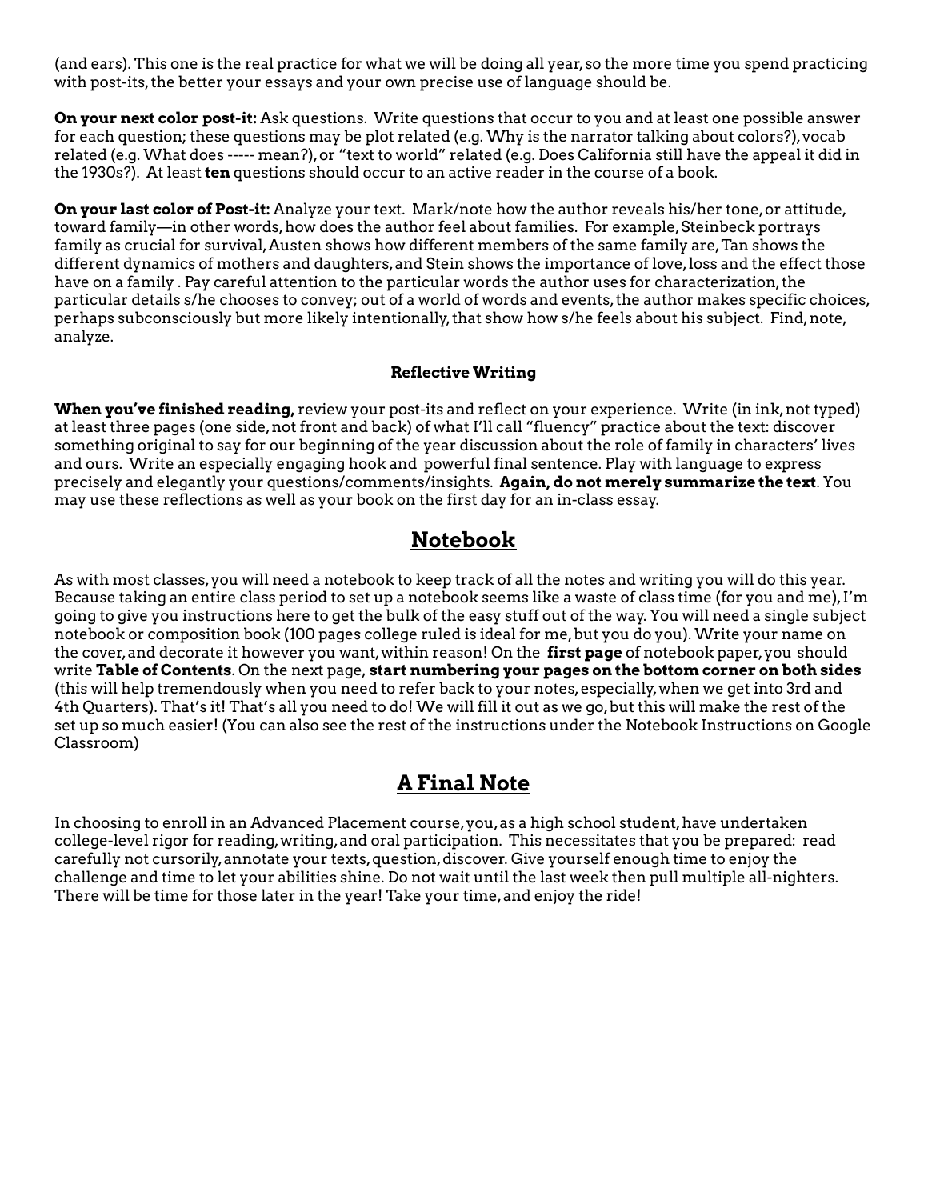(and ears). This one is the real practice for what we will be doing all year, so the more time you spend practicing with post-its, the better your essays and your own precise use of language should be.

**On your next color post-it:** Ask questions. Write questions that occur to you and at least one possible answer for each question; these questions may be plot related (e.g. Why is the narrator talking about colors?), vocab related (e.g. What does ----- mean?), or "text to world" related (e.g. Does California still have the appeal it did in the 1930s?). At least **ten** questions should occur to an active reader in the course of a book.

**On your last color of Post-it:** Analyze your text. Mark/note how the author reveals his/her tone, or attitude, toward family—in other words, how does the author feel about families. For example, Steinbeck portrays family as crucial for survival, Austen shows how different members of the same family are, Tan shows the different dynamics of mothers and daughters, and Stein shows the importance of love, loss and the effect those have on a family . Pay careful attention to the particular words the author uses for characterization, the particular details s/he chooses to convey; out of a world of words and events, the author makes specific choices, perhaps subconsciously but more likely intentionally, that show how s/he feels about his subject. Find, note, analyze.

### Reflective Writing

**When you've finished reading,** review your post-its and reflect on your experience. Write (in ink, not typed) at least three pages (one side, not front and back) of what I'll call "fluency" practice about the text: discover something original to say for our beginning of the year discussion about the role of family in characters' lives and ours. Write an especially engaging hook and powerful final sentence. Play with language to express precisely and elegantly your questions/comments/insights. **Again, do not merely summarize the text**. You may use these reflections as well as your book on the first day for an in-class essay.

## Notebook

As with most classes, you will need a notebook to keep track of all the notes and writing you will do this year. Because taking an entire class period to set up a notebook seems like a waste of class time (for you and me), I'm going to give you instructions here to get the bulk of the easy stuff out of the way. You will need a single subject notebook or composition book (100 pages college ruled is ideal for me, but you do you). Write your name on the cover, and decorate it however you want, within reason! On the **first page** of notebook paper, you should write **Table of Contents**. On the next page, **start numbering your pages on the bottom corner on both sides** (this will help tremendously when you need to refer back to your notes, especially, when we get into 3rd and 4th Quarters). That's it! That's all you need to do! We will fill it out as we go, but this will make the rest of the set up so much easier! (You can also see the rest of the instructions under the Notebook Instructions on Google Classroom)

## A Final Note

In choosing to enroll in an Advanced Placement course, you, as a high school student, have undertaken college-level rigor for reading, writing, and oral participation. This necessitates that you be prepared: read carefully not cursorily, annotate your texts, question, discover. Give yourself enough time to enjoy the challenge and time to let your abilities shine. Do not wait until the last week then pull multiple all-nighters. There will be time for those later in the year! Take your time, and enjoy the ride!